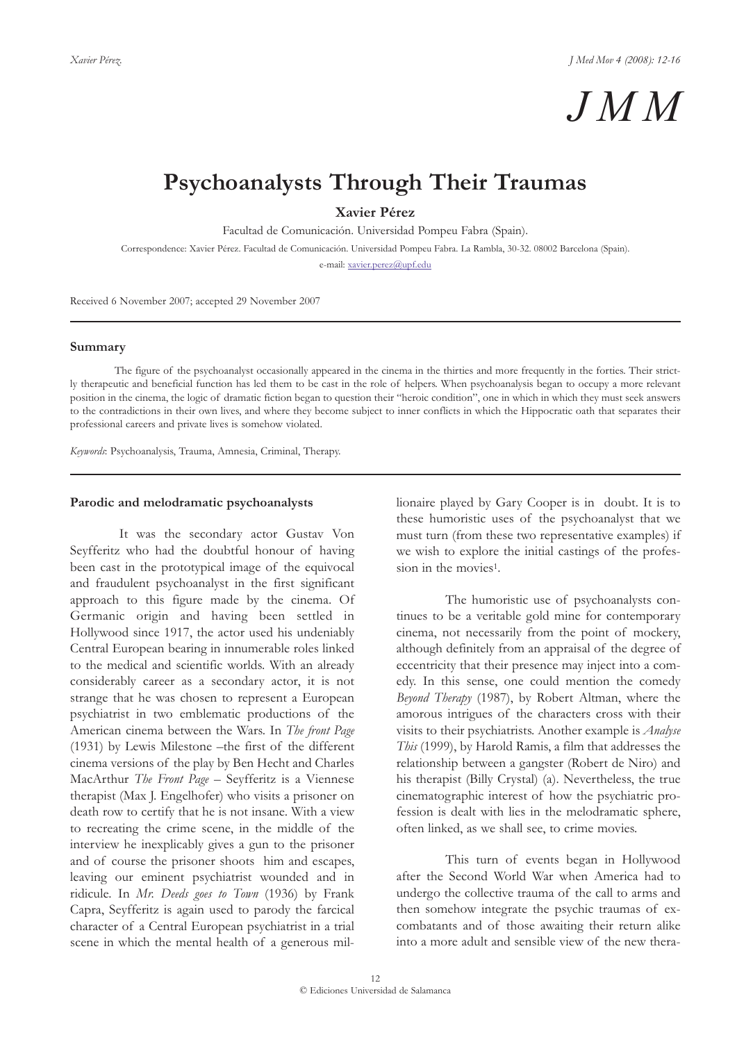# Psychoanalysts Through Their Traumas

**Xavier Pérez**

Facultad de Comunicación. Universidad Pompeu Fabra (Spain).

Correspondence: Xavier Pérez. Facultad de Comunicación. Universidad Pompeu Fabra. La Rambla, 30-32. 08002 Barcelona (Spain).

e-mail: xavier.perez@upf.edu

Received 6 November 2007; accepted 29 November 2007

---

**Summary**

The figure of the psychoanalyst occasionally appeared in the cinema in the thirties and more frequently in the forties. Their strictly therapeutic and beneficial function has led them to be cast in the role of helpers. When psychoanalysis began to occupy a more relevant position in the cinema, the logic of dramatic fiction began to question their "heroic condition", one in which in which they must seek answers to the contradictions in their own lives, and where they become subject to inner conflicts in which the Hippocratic oath that separates their professional careers and private lives is somehow violated.

*Keywords*: Psychoanalysis, Trauma, Amnesia, Criminal, Therapy.

---

**Parodic and melodramatic psychoanalysts**

It was the secondary actor Gustav Von Seyfferitz who had the doubtful honour of having been cast in the prototypical image of the equivocal and fraudulent psychoanalyst in the first significant approach to this figure made by the cinema. Of Germanic origin and having been settled in Hollywood since 1917, the actor used his undeniably Central European bearing in innumerable roles linked to the medical and scientific worlds. With an already considerably career as a secondary actor, it is not strange that he was chosen to represent a European psychiatrist in two emblematic productions of the American cinema between the Wars. In *The front Page* (1931) by Lewis Milestone –the first of the different cinema versions of the play by Ben Hecht and Charles MacArthur *The Front Page* – Seyfferitz is a Viennese therapist (Max J. Engelhofer) who visits a prisoner on death row to certify that he is not insane. With a view to recreating the crime scene, in the middle of the interview he inexplicably gives a gun to the prisoner and of course the prisoner shoots him and escapes, leaving our eminent psychiatrist wounded and in ridicule. In *Mr. Deeds goes to Town* (1936) by Frank Capra, Seyfferitz is again used to parody the farcical character of a Central European psychiatrist in a trial scene in which the mental health of a generous millionaire played by Gary Cooper is in doubt. It is to these humoristic uses of the psychoanalyst that we must turn (from these two representative examples) if we wish to explore the initial castings of the profession in the movies[1].

The humoristic use of psychoanalysts continues to be a veritable gold mine for contemporary cinema, not necessarily from the point of mockery, although definitely from an appraisal of the degree of eccentricity that their presence may inject into a comedy. In this sense, one could mention the comedy *Beyond Therapy* (1987), by Robert Altman, where the amorous intrigues of the characters cross with their visits to their psychiatrists. Another example is *Analyse This* (1999), by Harold Ramis, a film that addresses the relationship between a gangster (Robert de Niro) and his therapist (Billy Crystal) (a). Nevertheless, the true cinematographic interest of how the psychiatric profession is dealt with lies in the melodramatic sphere, often linked, as we shall see, to crime movies.

This turn of events began in Hollywood after the Second World War when America had to undergo the collective trauma of the call to arms and then somehow integrate the psychic traumas of ex-combatants and of those awaiting their return alike into a more adult and sensible view of the new thera-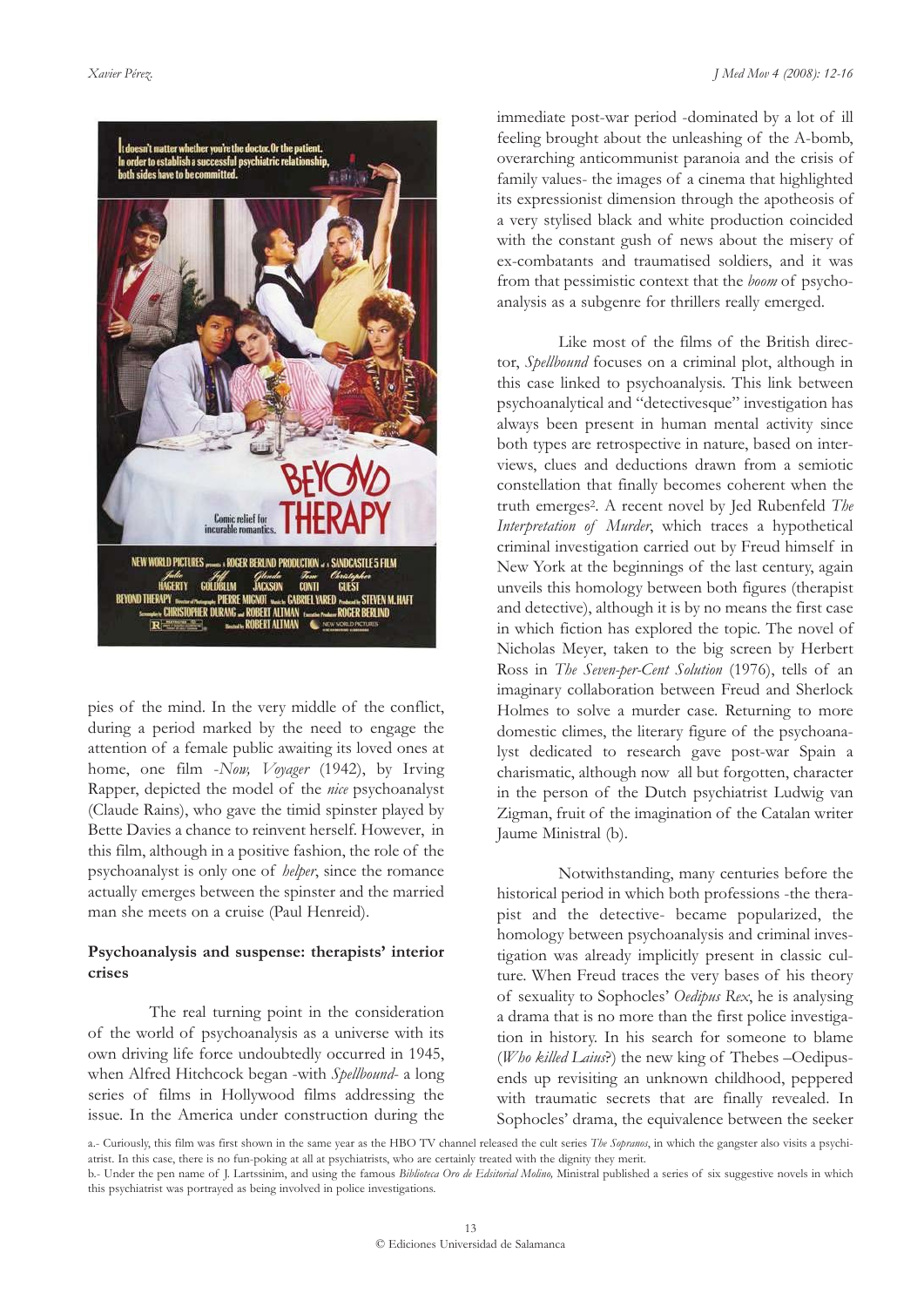pies of the mind. In the very middle of the conflict, during a period marked by the need to engage the attention of a female public awaiting its loved ones at home, one film -*Now, Voyager* (1942), by Irving Rapper, depicted the model of the *nice* psychoanalyst (Claude Rains), who gave the timid spinster played by Bette Davies a chance to reinvent herself. However, in this film, although in a positive fashion, the role of the psychoanalyst is only one of *helper*, since the romance actually emerges between the spinster and the married man she meets on a cruise (Paul Henreid).

**Psychoanalysis and suspense: therapists' interior crises**

The real turning point in the consideration of the world of psychoanalysis as a universe with its own driving life force undoubtedly occurred in 1945, when Alfred Hitchcock began -with *Spellbound*- a long series of films in Hollywood films addressing the issue. In the America under construction during the immediate post-war period -dominated by a lot of ill feeling brought about the unleashing of the A-bomb, overarching anticommunist paranoia and the crisis of family values- the images of a cinema that highlighted its expressionist dimension through the apotheosis of a very stylised black and white production coincided with the constant gush of news about the misery of ex-combatants and traumatised soldiers, and it was from that pessimistic context that the *boom* of psychoanalysis as a subgenre for thrillers really emerged.

Like most of the films of the British director, *Spellbound* focuses on a criminal plot, although in this case linked to psychoanalysis. This link between psychoanalytical and "detectivesque" investigation has always been present in human mental activity since both types are retrospective in nature, based on interviews, clues and deductions drawn from a semiotic constellation that finally becomes coherent when the truth emerges[2]. A recent novel by Jed Rubenfeld *The Interpretation of Murder*, which traces a hypothetical criminal investigation carried out by Freud himself in New York at the beginnings of the last century, again unveils this homology between both figures (therapist and detective), although it is by no means the first case in which fiction has explored the topic. The novel of Nicholas Meyer, taken to the big screen by Herbert Ross in *The Seven-per-Cent Solution* (1976), tells of an imaginary collaboration between Freud and Sherlock Holmes to solve a murder case. Returning to more domestic climes, the literary figure of the psychoanalyst dedicated to research gave post-war Spain a charismatic, although now all but forgotten, character in the person of the Dutch psychiatrist Ludwig van Zigman, fruit of the imagination of the Catalan writer Jaume Ministral (b).

Notwithstanding, many centuries before the historical period in which both professions -the therapist and the detective- became popularized, the homology between psychoanalysis and criminal investigation was already implicitly present in classic culture. When Freud traces the very bases of his theory of sexuality to Sophocles' *Oedipus Rex*, he is analysing a drama that is no more than the first police investigation in history. In his search for someone to blame (*Who killed Laius*?) the new king of Thebes –Oedipus- ends up revisiting an unknown childhood, peppered with traumatic secrets that are finally revealed. In Sophocles' drama, the equivalence between the seeker

a.- Curiously, this film was first shown in the same year as the HBO TV channel released the cult series *The Sopranos*, in which the gangster also visits a psychiatrist. In this case, there is no fun-poking at all at psychiatrists, who are certainly treated with the dignity they merit.

b.- Under the pen name of J. Lartssinim, and using the famous *Biblioteca Oro de Edsitorial Molino,* Ministral published a series of six suggestive novels in which this psychiatrist was portrayed as being involved in police investigations.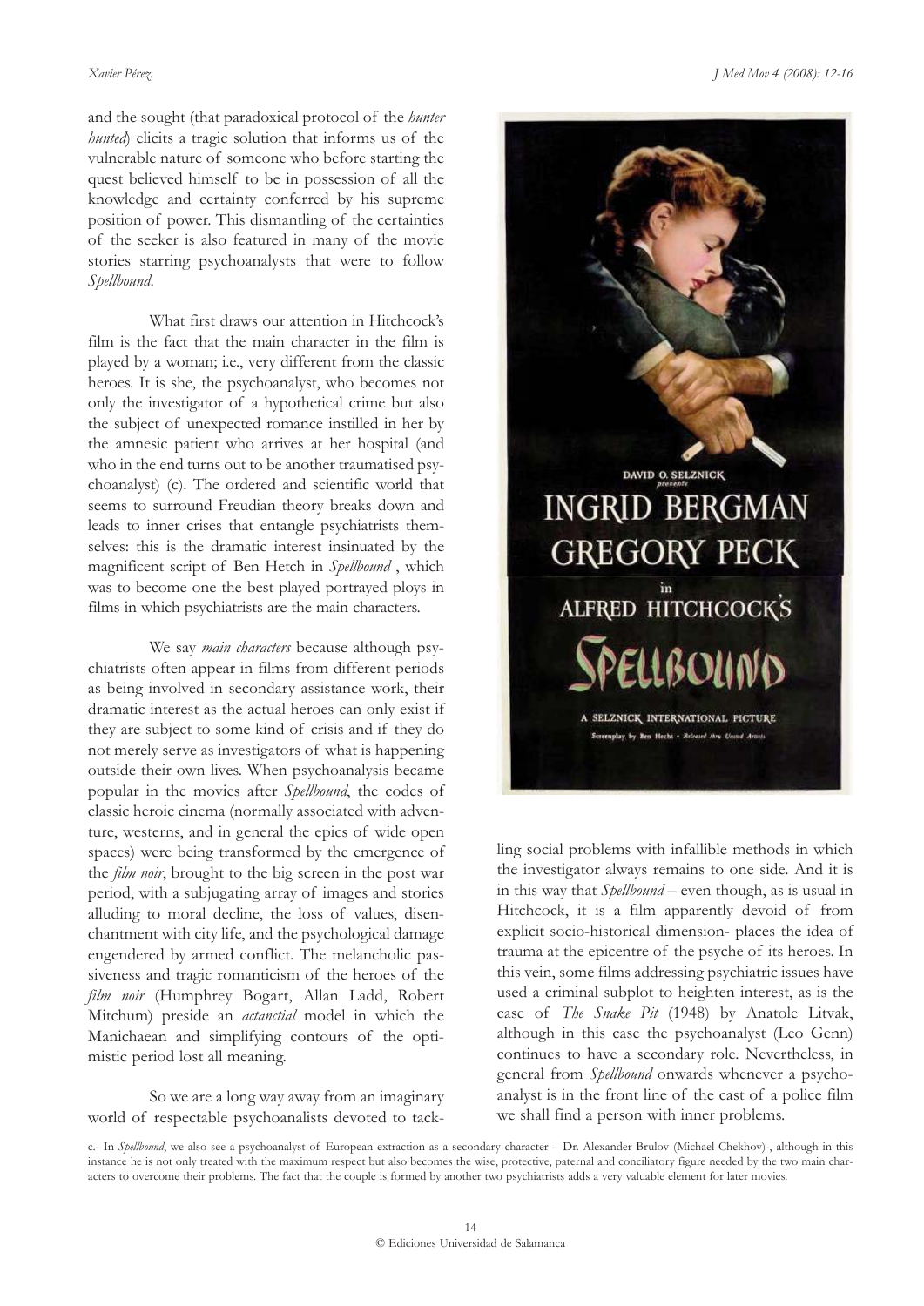and the sought (that paradoxical protocol of the *hunter hunted*) elicits a tragic solution that informs us of the vulnerable nature of someone who before starting the quest believed himself to be in possession of all the knowledge and certainty conferred by his supreme position of power. This dismantling of the certainties of the seeker is also featured in many of the movie stories starring psychoanalysts that were to follow *Spellbound*.

What first draws our attention in Hitchcock's film is the fact that the main character in the film is played by a woman; i.e., very different from the classic heroes. It is she, the psychoanalyst, who becomes not only the investigator of a hypothetical crime but also the subject of unexpected romance instilled in her by the amnesic patient who arrives at her hospital (and who in the end turns out to be another traumatised psychoanalyst) (c). The ordered and scientific world that seems to surround Freudian theory breaks down and leads to inner crises that entangle psychiatrists themselves: this is the dramatic interest insinuated by the magnificent script of Ben Hetch in *Spellbound* , which was to become one the best played portrayed ploys in films in which psychiatrists are the main characters.

We say *main characters* because although psychiatrists often appear in films from different periods as being involved in secondary assistance work, their dramatic interest as the actual heroes can only exist if they are subject to some kind of crisis and if they do not merely serve as investigators of what is happening outside their own lives. When psychoanalysis became popular in the movies after *Spellbound*, the codes of classic heroic cinema (normally associated with adventure, westerns, and in general the epics of wide open spaces) were being transformed by the emergence of the *film noir*, brought to the big screen in the post war period, with a subjugating array of images and stories alluding to moral decline, the loss of values, disenchantment with city life, and the psychological damage engendered by armed conflict. The melancholic passiveness and tragic romanticism of the heroes of the *film noir* (Humphrey Bogart, Allan Ladd, Robert Mitchum) preside an *actanctial* model in which the Manichaean and simplifying contours of the optimistic period lost all meaning.

So we are a long way away from an imaginary world of respectable psychoanalists devoted to tackling social problems with infallible methods in which the investigator always remains to one side. And it is in this way that *Spellbound* – even though, as is usual in Hitchcock, it is a film apparently devoid of from explicit socio-historical dimension- places the idea of trauma at the epicentre of the psyche of its heroes. In this vein, some films addressing psychiatric issues have used a criminal subplot to heighten interest, as is the case of *The Snake Pit* (1948) by Anatole Litvak, although in this case the psychoanalyst (Leo Genn) continues to have a secondary role. Nevertheless, in general from *Spellbound* onwards whenever a psychoanalyst is in the front line of the cast of a police film we shall find a person with inner problems.

c.- In *Spellbound*, we also see a psychoanalyst of European extraction as a secondary character – Dr. Alexander Brulov (Michael Chekhov)-, although in this instance he is not only treated with the maximum respect but also becomes the wise, protective, paternal and conciliatory figure needed by the two main characters to overcome their problems. The fact that the couple is formed by another two psychiatrists adds a very valuable element for later movies.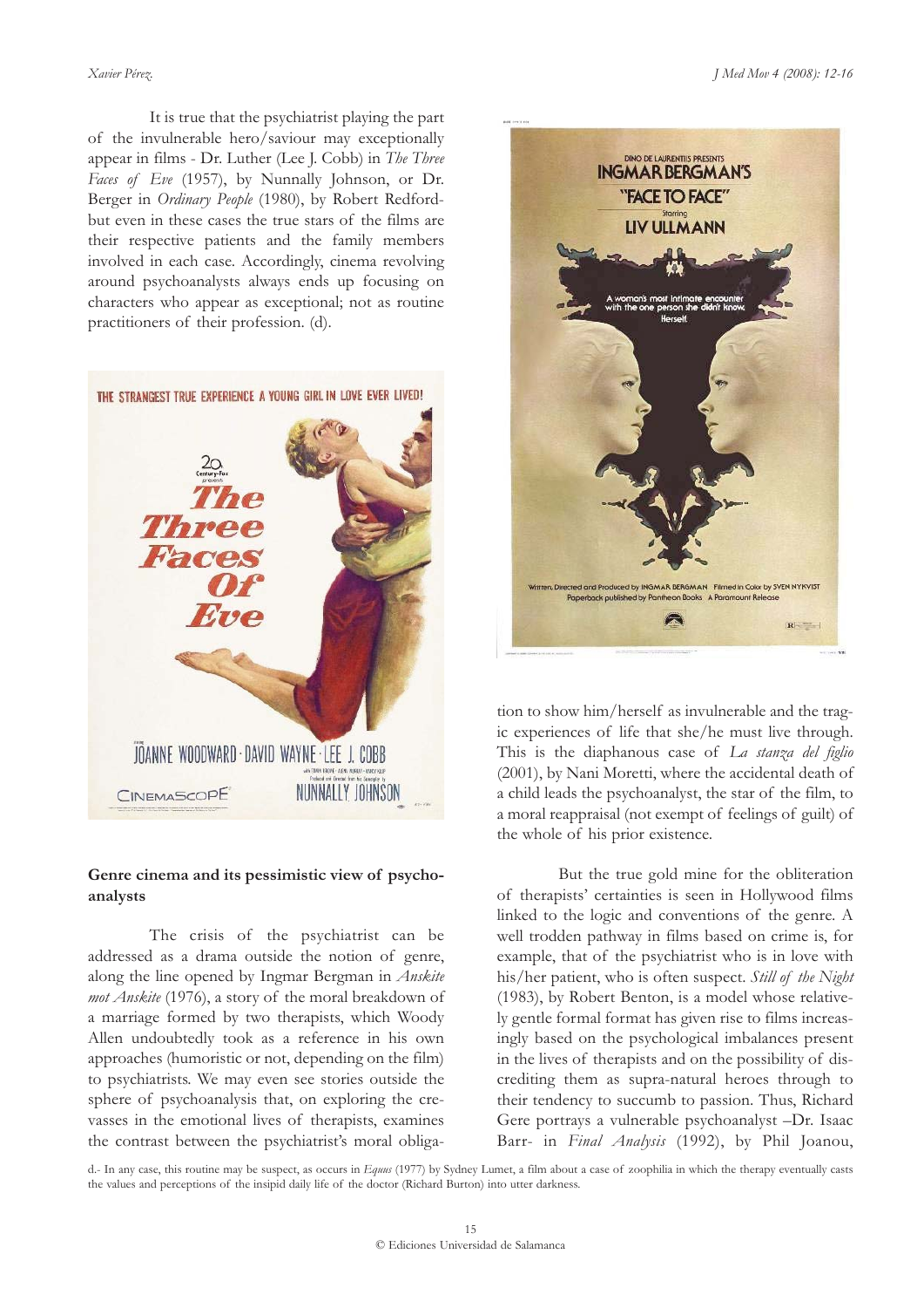It is true that the psychiatrist playing the part of the invulnerable hero/saviour may exceptionally appear in films - Dr. Luther (Lee J. Cobb) in *The Three Faces of Eve* (1957), by Nunnally Johnson, or Dr. Berger in *Ordinary People* (1980), by Robert Redford- but even in these cases the true stars of the films are their respective patients and the family members involved in each case. Accordingly, cinema revolving around psychoanalysts always ends up focusing on characters who appear as exceptional; not as routine practitioners of their profession. (d).

## Genre cinema and its pessimistic view of psychoanalysts

The crisis of the psychiatrist can be addressed as a drama outside the notion of genre, along the line opened by Ingmar Bergman in *Anskite mot Anskite* (1976), a story of the moral breakdown of a marriage formed by two therapists, which Woody Allen undoubtedly took as a reference in his own approaches (humoristic or not, depending on the film) to psychiatrists. We may even see stories outside the sphere of psychoanalysis that, on exploring the crevasses in the emotional lives of therapists, examines the contrast between the psychiatrist's moral obligation to show him/herself as invulnerable and the tragic experiences of life that she/he must live through. This is the diaphanous case of *La stanza del figlio* (2001), by Nani Moretti, where the accidental death of a child leads the psychoanalyst, the star of the film, to a moral reappraisal (not exempt of feelings of guilt) of the whole of his prior existence.

But the true gold mine for the obliteration of therapists' certainties is seen in Hollywood films linked to the logic and conventions of the genre. A well trodden pathway in films based on crime is, for example, that of the psychiatrist who is in love with his/her patient, who is often suspect. *Still of the Night* (1983), by Robert Benton, is a model whose relatively gentle formal format has given rise to films increasingly based on the psychological imbalances present in the lives of therapists and on the possibility of discrediting them as supra-natural heroes through to their tendency to succumb to passion. Thus, Richard Gere portrays a vulnerable psychoanalyst –Dr. Isaac Barr- in *Final Analysis* (1992), by Phil Joanou,

d.- In any case, this routine may be suspect, as occurs in *Equus* (1977) by Sydney Lumet, a film about a case of zoophilia in which the therapy eventually casts the values and perceptions of the insipid daily life of the doctor (Richard Burton) into utter darkness.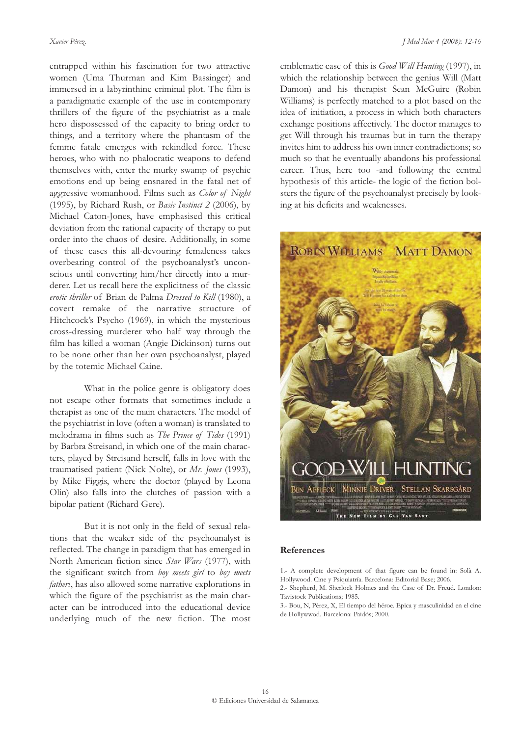entrapped within his fascination for two attractive women (Uma Thurman and Kim Bassinger) and immersed in a labyrinthine criminal plot. The film is a paradigmatic example of the use in contemporary thrillers of the figure of the psychiatrist as a male hero dispossessed of the capacity to bring order to things, and a territory where the phantasm of the femme fatale emerges with rekindled force. These heroes, who with no phalocratic weapons to defend themselves with, enter the murky swamp of psychic emotions end up being ensnared in the fatal net of aggressive womanhood. Films such as *Color of Night* (1995), by Richard Rush, or *Basic Instinct 2* (2006), by Michael Caton-Jones, have emphasised this critical deviation from the rational capacity of therapy to put order into the chaos of desire. Additionally, in some of these cases this all-devouring femaleness takes overbearing control of the psychoanalyst's unconscious until converting him/her directly into a murderer. Let us recall here the explicitness of the classic *erotic thriller* of Brian de Palma *Dressed to Kill* (1980), a covert remake of the narrative structure of Hitchcock's Psycho (1969), in which the mysterious cross-dressing murderer who half way through the film has killed a woman (Angie Dickinson) turns out to be none other than her own psychoanalyst, played by the totemic Michael Caine.

What in the police genre is obligatory does not escape other formats that sometimes include a therapist as one of the main characters. The model of the psychiatrist in love (often a woman) is translated to melodrama in films such as *The Prince of Tides* (1991) by Barbra Streisand, in which one of the main characters, played by Streisand herself, falls in love with the traumatised patient (Nick Nolte), or *Mr. Jones* (1993), by Mike Figgis, where the doctor (played by Leona Olin) also falls into the clutches of passion with a bipolar patient (Richard Gere).

But it is not only in the field of sexual relations that the weaker side of the psychoanalyst is reflected. The change in paradigm that has emerged in North American fiction since *Star Wars* (1977), with the significant switch from *boy meets girl* to *boy meets fathers*, has also allowed some narrative explorations in which the figure of the psychiatrist as the main character can be introduced into the educational device underlying much of the new fiction. The most emblematic case of this is *Good Will Hunting* (1997), in which the relationship between the genius Will (Matt Damon) and his therapist Sean McGuire (Robin Williams) is perfectly matched to a plot based on the idea of initiation, a process in which both characters exchange positions affectively. The doctor manages to get Will through his traumas but in turn the therapy invites him to address his own inner contradictions; so much so that he eventually abandons his professional career. Thus, here too -and following the central hypothesis of this article- the logic of the fiction bolsters the figure of the psychoanalyst precisely by looking at his deficits and weaknesses.

## References

1.- A complete development of that figure can be found in: Solà A. Hollywood. Cine y Psiquiatría. Barcelona: Editorial Base; 2006.

2.- Shepherd, M. Sherlock Holmes and the Case of Dr. Freud. London: Tavistock Publications; 1985.

3.- Bou, N, Pérez, X, El tiempo del héroe. Epica y masculinidad en el cine de Hollywwod. Barcelona: Paidós; 2000.